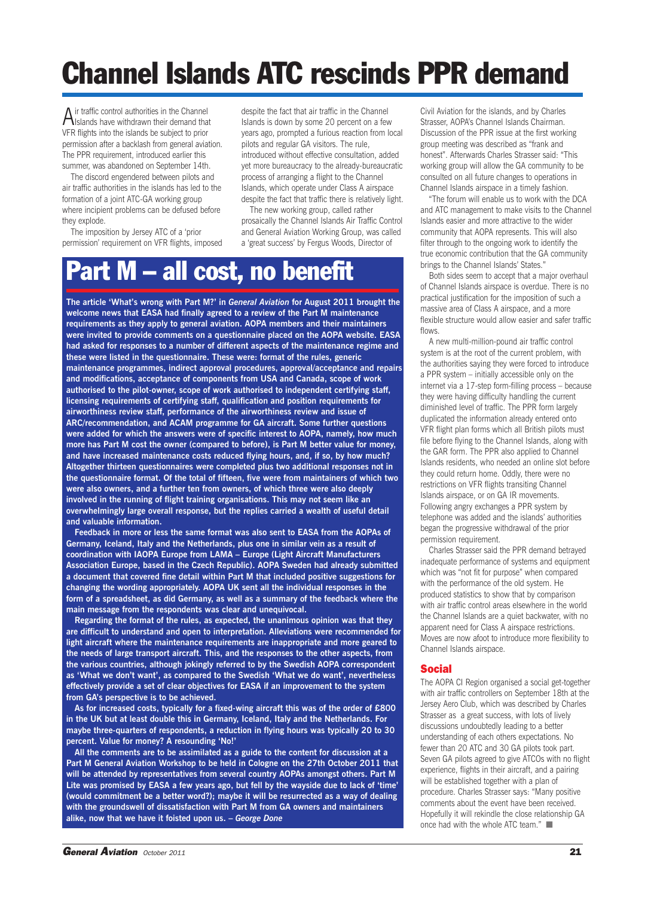# Channel Islands ATC rescinds PPR demand

Air traffic control authorities in the Channel Islands have withdrawn their demand that VFR flights into the islands be subject to prior permission after a backlash from general aviation. The PPR requirement, introduced earlier this summer, was abandoned on September 14th.

The discord engendered between pilots and air traffic authorities in the islands has led to the formation of a joint ATC-GA working group where incipient problems can be defused before they explode.

The imposition by Jersey ATC of a 'prior permission' requirement on VFR flights, imposed despite the fact that air traffic in the Channel Islands is down by some 20 percent on a few years ago, prompted a furious reaction from local pilots and regular GA visitors. The rule, introduced without effective consultation, added yet more bureaucracy to the already-bureaucratic process of arranging a flight to the Channel Islands, which operate under Class A airspace despite the fact that traffic there is relatively light.

The new working group, called rather prosaically the Channel Islands Air Traffic Control and General Aviation Working Group, was called a 'great success' by Fergus Woods, Director of Civil Aviation for the islands, and by Charles Strasser, AOPA's Channel Islands Chairman. Discussion of the PPR issue at the first working group meeting was described as "frank and honest". Afterwards Charles Strasser said: "This working group will allow the GA community to be consulted on all future changes to operations in Channel Islands airspace in a timely fashion.

"The forum will enable us to work with the DCA and ATC management to make visits to the Channel Islands easier and more attractive to the wider community that AOPA represents. This will also filter through to the ongoing work to identify the true economic contribution that the GA community brings to the Channel Islands' States."

Both sides seem to accept that a major overhaul of Channel Islands airspace is overdue. There is no practical justification for the imposition of such a massive area of Class A airspace, and a more flexible structure would allow easier and safer traffic flows.

A new multi-million-pound air traffic control system is at the root of the current problem, with the authorities saying they were forced to introduce a PPR system – initially accessible only on the internet via a 17-step form-filling process – because they were having difficulty handling the current diminished level of traffic. The PPR form largely duplicated the information already entered onto VFR flight plan forms which all British pilots must file before flying to the Channel Islands, along with the GAR form. The PPR also applied to Channel Islands residents, who needed an online slot before they could return home. Oddly, there were no restrictions on VFR flights transiting Channel Islands airspace, or on GA IR movements. Following angry exchanges a PPR system by telephone was added and the islands' authorities began the progressive withdrawal of the prior permission requirement.

Charles Strasser said the PPR demand betrayed inadequate performance of systems and equipment which was "not fit for purpose" when compared with the performance of the old system. He produced statistics to show that by comparison with air traffic control areas elsewhere in the world the Channel Islands are a quiet backwater, with no apparent need for Class A airspace restrictions. Moves are now afoot to introduce more flexibility to Channel Islands airspace.

## Social

The AOPA CI Region organised a social get-together with air traffic controllers on September 18th at the Jersey Aero Club, which was described by Charles Strasser as a great success, with lots of lively discussions undoubtedly leading to a better understanding of each others expectations. No fewer than 20 ATC and 30 GA pilots took part. Seven GA pilots agreed to give ATCOs with no flight experience, flights in their aircraft, and a pairing will be established together with a plan of procedure. Charles Strasser says: "Many positive comments about the event have been received. Hopefully it will rekindle the close relationship GA once had with the whole ATC team." ■

# Part M – all cost, no benefit

**The article 'What's wrong with Part M?' in *General Aviation* for August 2011 brought the welcome news that EASA had finally agreed to a review of the Part M maintenance requirements as they apply to general aviation. AOPA members and their maintainers were invited to provide comments on a questionnaire placed on the AOPA website. EASA had asked for responses to a number of different aspects of the maintenance regime and these were listed in the questionnaire. These were: format of the rules, generic maintenance programmes, indirect approval procedures, approval/acceptance and repairs and modifications, acceptance of components from USA and Canada, scope of work authorised to the pilot-owner, scope of work authorised to independent certifying staff, licensing requirements of certifying staff, qualification and position requirements for airworthiness review staff, performance of the airworthiness review and issue of ARC/recommendation, and ACAM programme for GA aircraft. Some further questions were added for which the answers were of specific interest to AOPA, namely, how much more has Part M cost the owner (compared to before), is Part M better value for money, and have increased maintenance costs reduced flying hours, and, if so, by how much? Altogether thirteen questionnaires were completed plus two additional responses not in the questionnaire format. Of the total of fifteen, five were from maintainers of which two were also owners, and a further ten from owners, of which three were also deeply involved in the running of flight training organisations. This may not seem like an overwhelmingly large overall response, but the replies carried a wealth of useful detail and valuable information.**

**Feedback in more or less the same format was also sent to EASA from the AOPAs of Germany, Iceland, Italy and the Netherlands, plus one in similar vein as a result of coordination with IAOPA Europe from LAMA – Europe (Light Aircraft Manufacturers Association Europe, based in the Czech Republic). AOPA Sweden had already submitted a document that covered fine detail within Part M that included positive suggestions for changing the wording appropriately. AOPA UK sent all the individual responses in the form of a spreadsheet, as did Germany, as well as a summary of the feedback where the main message from the respondents was clear and unequivocal.**

**Regarding the format of the rules, as expected, the unanimous opinion was that they are difficult to understand and open to interpretation. Alleviations were recommended for light aircraft where the maintenance requirements are inappropriate and more geared to the needs of large transport aircraft. This, and the responses to the other aspects, from the various countries, although jokingly referred to by the Swedish AOPA correspondent as 'What we don't want', as compared to the Swedish 'What we do want', nevertheless effectively provide a set of clear objectives for EASA if an improvement to the system from GA's perspective is to be achieved.**

**As for increased costs, typically for a fixed-wing aircraft this was of the order of £800 in the UK but at least double this in Germany, Iceland, Italy and the Netherlands. For maybe three-quarters of respondents, a reduction in flying hours was typically 20 to 30 percent. Value for money? A resounding 'No!'**

**All the comments are to be assimilated as a guide to the content for discussion at a Part M General Aviation Workshop to be held in Cologne on the 27th October 2011 that will be attended by representatives from several country AOPAs amongst others. Part M Lite was promised by EASA a few years ago, but fell by the wayside due to lack of 'time' (would commitment be a better word?); maybe it will be resurrected as a way of dealing with the groundswell of dissatisfaction with Part M from GA owners and maintainers alike, now that we have it foisted upon us. – *George Done***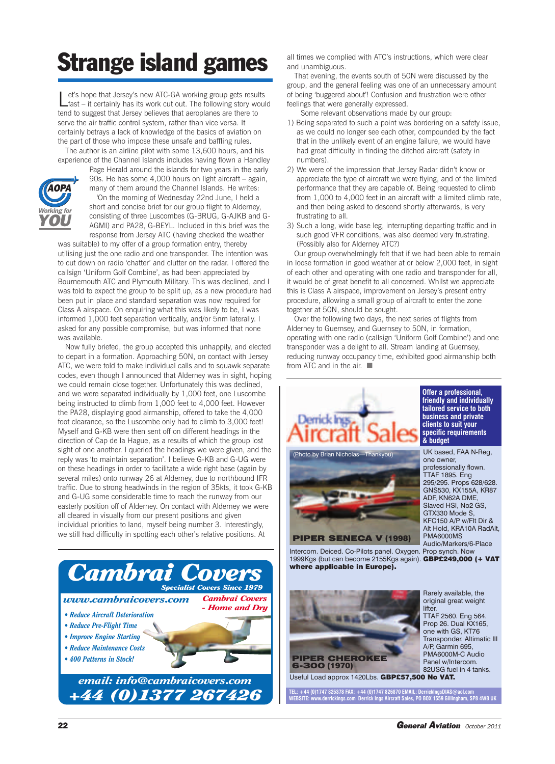# Strange island games

Let's hope that Jersey's new ATC-GA working group gets results fast – it certainly has its work cut out. The following story would tend to suggest that Jersey believes that aeroplanes are there to serve the air traffic control system, rather than vice versa. It certainly betrays a lack of knowledge of the basics of aviation on the part of those who impose these unsafe and baffling rules.

The author is an airline pilot with some 13,600 hours, and his experience of the Channel Islands includes having flown a Handley Page Herald around the islands for two years in the early 90s. He has some 4,000 hours on light aircraft – again, many of them around the Channel Islands. He writes:

'On the morning of Wednesday 22nd June, I held a short and concise brief for our group flight to Alderney, consisting of three Luscombes (G-BRUG, G-AJKB and G-AGMI) and PA28, G-BEYL. Included in this brief was the response from Jersey ATC (having checked the weather was suitable) to my offer of a group formation entry, thereby utilising just the one radio and one transponder. The intention was to cut down on radio 'chatter' and clutter on the radar. I offered the callsign 'Uniform Golf Combine', as had been appreciated by Bournemouth ATC and Plymouth Military. This was declined, and I was told to expect the group to be split up, as a new procedure had been put in place and standard separation was now required for Class A airspace. On enquiring what this was likely to be, I was informed 1,000 feet separation vertically, and/or 5nm laterally. I asked for any possible compromise, but was informed that none was available.

Now fully briefed, the group accepted this unhappily, and elected to depart in a formation. Approaching 50N, on contact with Jersey ATC, we were told to make individual calls and to squawk separate codes, even though I announced that Alderney was in sight, hoping we could remain close together. Unfortunately this was declined, and we were separated individually by 1,000 feet, one Luscombe being instructed to climb from 1,000 feet to 4,000 feet. However the PA28, displaying good airmanship, offered to take the 4,000 foot clearance, so the Luscombe only had to climb to 3,000 feet! Myself and G-KB were then sent off on different headings in the direction of Cap de la Hague, as a results of which the group lost sight of one another. I queried the headings we were given, and the reply was 'to maintain separation'. I believe G-KB and G-UG were on these headings in order to facilitate a wide right base (again by several miles) onto runway 26 at Alderney, due to northbound IFR traffic. Due to strong headwinds in the region of 35kts, it took G-KB and G-UG some considerable time to reach the runway from our easterly position off of Alderney. On contact with Alderney we were all cleared in visually from our present positions and given individual priorities to land, myself being number 3. Interestingly, we still had difficulty in spotting each other's relative positions. At all times we complied with ATC's instructions, which were clear and unambiguous.

That evening, the events south of 50N were discussed by the group, and the general feeling was one of an unnecessary amount of being 'buggered about'! Confusion and frustration were other feelings that were generally expressed.

Some relevant observations made by our group:

1) Being separated to such a point was bordering on a safety issue, as we could no longer see each other, compounded by the fact that in the unlikely event of an engine failure, we would have had great difficulty in finding the ditched aircraft (safety in numbers).
2) We were of the impression that Jersey Radar didn't know or appreciate the type of aircraft we were flying, and of the limited performance that they are capable of. Being requested to climb from 1,000 to 4,000 feet in an aircraft with a limited climb rate, and then being asked to descend shortly afterwards, is very frustrating to all.
3) Such a long, wide base leg, interrupting departing traffic and in such good VFR conditions, was also deemed very frustrating. (Possibly also for Alderney ATC?)

Our group overwhelmingly felt that if we had been able to remain in loose formation in good weather at or below 2,000 feet, in sight of each other and operating with one radio and transponder for all, it would be of great benefit to all concerned. Whilst we appreciate this is Class A airspace, improvement on Jersey's present entry procedure, allowing a small group of aircraft to enter the zone together at 50N, should be sought.

Over the following two days, the next series of flights from Alderney to Guernsey, and Guernsey to 50N, in formation, operating with one radio (callsign 'Uniform Golf Combine') and one transponder was a delight to all. Stream landing at Guernsey, reducing runway occupancy time, exhibited good airmanship both from ATC and in the air. ■

---

**Cambrai Covers** – *Specialist Covers Since 1979*

*www.cambraicovers.com* — *Cambrai Covers - Home and Dry*

- *Reduce Aircraft Deterioration*
- *Reduce Pre-Flight Time*
- *Improve Engine Starting*
- *Reduce Maintenance Costs*
- *400 Patterns in Stock!*

*email: info@cambraicovers.com*
*+44 (0)1377 267426*

---

**Derrick Ings Aircraft Sales**

**Offer a professional, friendly and individually tailored service to both business and private clients to suit your specific requirements & budget**

(Photo by Brian Nicholas—Thankyou)

**PIPER SENECA V (1998)**

UK based, FAA N-Reg, one owner, professionally flown. TTAF 1895. Eng 295/295. Props 628/628. GNS530, KX155A, KR87 ADF, KN62A DME, Slaved HSI, No2 GS, GTX330 Mode S, KFC150 A/P w/Flt Dir & Alt Hold, KRA10A RadAlt, PMA6000MS Audio/Markers/6-Place Intercom. Deiced. Co-Pilots panel. Oxygen. Prop synch. Now 1999Kgs (but can become 2155Kgs again). **GBP£249,000 (+ VAT where applicable in Europe).**

**PIPER CHEROKEE 6-300 (1970)**

Rarely available, the original great weight lifter. TTAF 2560. Eng 564. Prop 26. Dual KX165, one with GS, KT76 Transponder, Altimatic III A/P, Garmin 695, PMA6000M-C Audio Panel w/Intercom. 82USG fuel in 4 tanks. Useful Load approx 1420Lbs. **GBP£57,500 No VAT.**

TEL: +44 (0)1747 825378 FAX: +44 (0)1747 826870 EMAIL: DerrickIngsDIAS@aol.com
WEBSITE: www.derrickings.com Derrick Ings Aircraft Sales, PO BOX 1559 Gillingham, SP8 4WB UK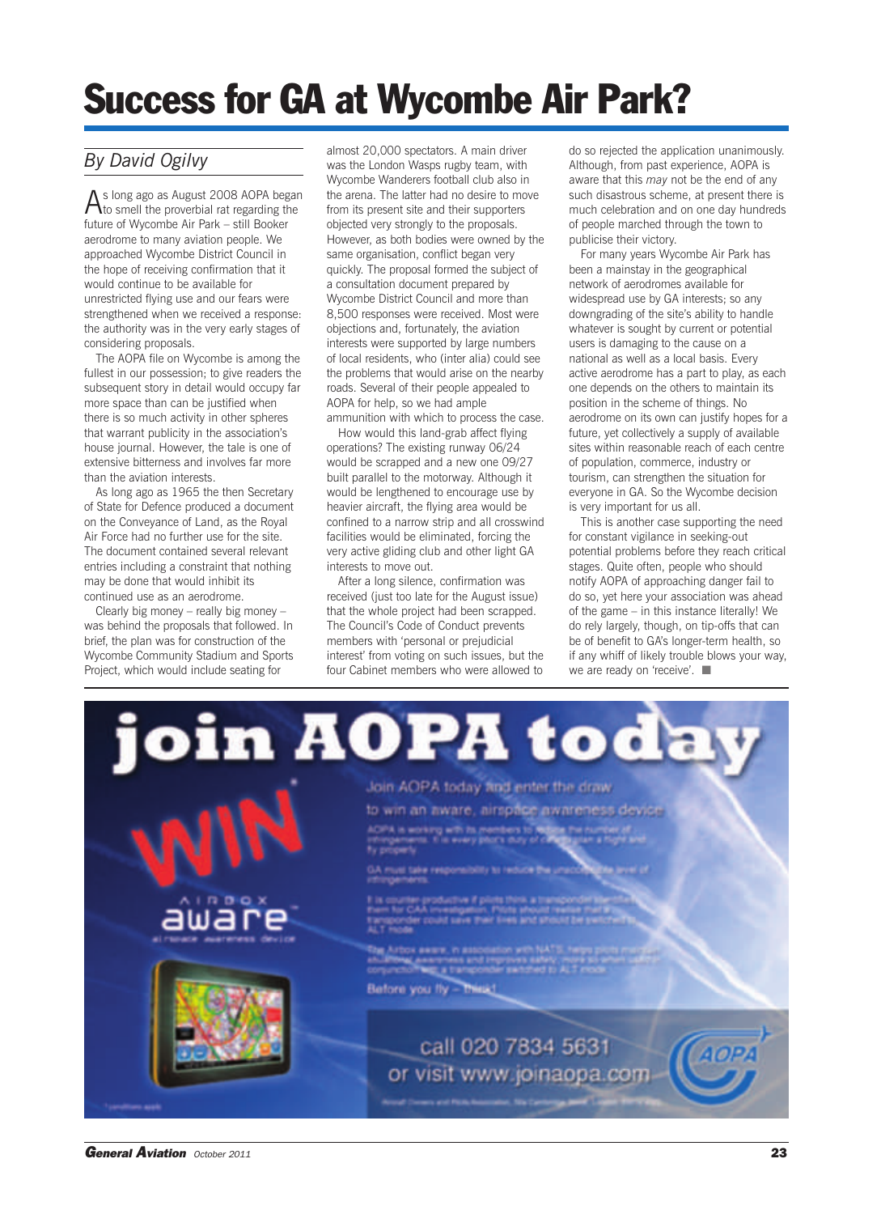# Success for GA at Wycombe Air Park?

*By David Ogilvy*

As long ago as August 2008 AOPA began to smell the proverbial rat regarding the future of Wycombe Air Park – still Booker aerodrome to many aviation people. We approached Wycombe District Council in the hope of receiving confirmation that it would continue to be available for unrestricted flying use and our fears were strengthened when we received a response: the authority was in the very early stages of considering proposals.

The AOPA file on Wycombe is among the fullest in our possession; to give readers the subsequent story in detail would occupy far more space than can be justified when there is so much activity in other spheres that warrant publicity in the association's house journal. However, the tale is one of extensive bitterness and involves far more than the aviation interests.

As long ago as 1965 the then Secretary of State for Defence produced a document on the Conveyance of Land, as the Royal Air Force had no further use for the site. The document contained several relevant entries including a constraint that nothing may be done that would inhibit its continued use as an aerodrome.

Clearly big money – really big money – was behind the proposals that followed. In brief, the plan was for construction of the Wycombe Community Stadium and Sports Project, which would include seating for almost 20,000 spectators. A main driver was the London Wasps rugby team, with Wycombe Wanderers football club also in the arena. The latter had no desire to move from its present site and their supporters objected very strongly to the proposals. However, as both bodies were owned by the same organisation, conflict began very quickly. The proposal formed the subject of a consultation document prepared by Wycombe District Council and more than 8,500 responses were received. Most were objections and, fortunately, the aviation interests were supported by large numbers of local residents, who (inter alia) could see the problems that would arise on the nearby roads. Several of their people appealed to AOPA for help, so we had ample ammunition with which to process the case.

How would this land-grab affect flying operations? The existing runway 06/24 would be scrapped and a new one 09/27 built parallel to the motorway. Although it would be lengthened to encourage use by heavier aircraft, the flying area would be confined to a narrow strip and all crosswind facilities would be eliminated, forcing the very active gliding club and other light GA interests to move out.

After a long silence, confirmation was received (just too late for the August issue) that the whole project had been scrapped. The Council's Code of Conduct prevents members with 'personal or prejudicial interest' from voting on such issues, but the four Cabinet members who were allowed to do so rejected the application unanimously. Although, from past experience, AOPA is aware that this *may* not be the end of any such disastrous scheme, at present there is much celebration and on one day hundreds of people marched through the town to publicise their victory.

For many years Wycombe Air Park has been a mainstay in the geographical network of aerodromes available for widespread use by GA interests; so any downgrading of the site's ability to handle whatever is sought by current or potential users is damaging to the cause on a national as well as a local basis. Every active aerodrome has a part to play, as each one depends on the others to maintain its position in the scheme of things. No aerodrome on its own can justify hopes for a future, yet collectively a supply of available sites within reasonable reach of each centre of population, commerce, industry or tourism, can strengthen the situation for everyone in GA. So the Wycombe decision is very important for us all.

This is another case supporting the need for constant vigilance in seeking-out potential problems before they reach critical stages. Quite often, people who should notify AOPA of approaching danger fail to do so, yet here your association was ahead of the game – in this instance literally! We do rely largely, though, on tip-offs that can be of benefit to GA's longer-term health, so if any whiff of likely trouble blows your way, we are ready on 'receive'. ■

---

# join AOPA today

WIN*

Airbox aware airspace awareness device

Join AOPA today and enter the draw to win an aware, airspace awareness device

AOPA is working with its members to reduce the number of infringements. It is every pilot's duty of care to plan a flight and fly properly.

GA must take responsibility to reduce the unacceptable level of infringements.

It is counter-productive if pilots think a transponder identifies them for CAA investigation. Pilots should realise that a transponder could save their lives and should be switched to ALT mode.

The Airbox aware, in association with NATS, helps pilots maintain situational awareness and improves safety, more so when used in conjunction with a transponder switched to ALT mode.

Before you fly – think!

call 020 7834 5631
or visit www.joinaopa.com

*conditions apply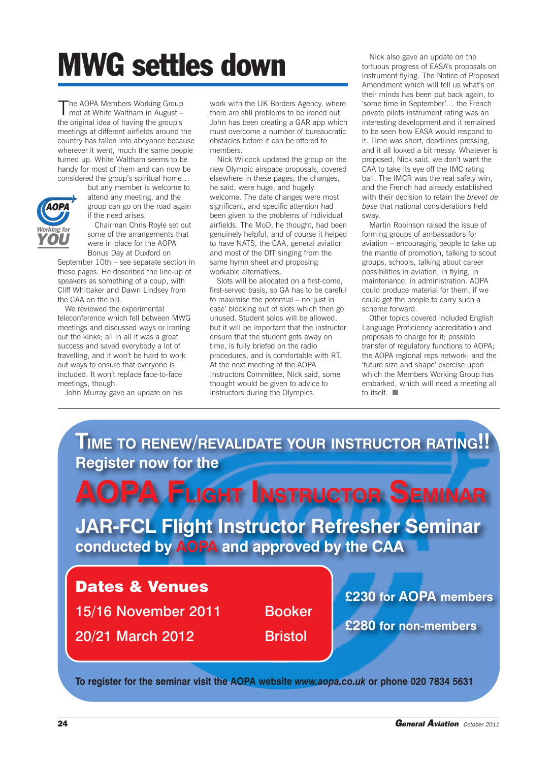# MWG settles down

The AOPA Members Working Group met at White Waltham in August – the original idea of having the group's meetings at different airfields around the country has fallen into abeyance because wherever it went, much the same people turned up. White Waltham seems to be handy for most of them and can now be considered the group's spiritual home… but any member is welcome to attend any meeting, and the group can go on the road again if the need arises.

Chairman Chris Royle set out some of the arrangements that were in place for the AOPA Bonus Day at Duxford on September 10th – see separate section in these pages. He described the line-up of speakers as something of a coup, with Cliff Whittaker and Dawn Lindsey from the CAA on the bill.

We reviewed the experimental teleconference which fell between MWG meetings and discussed ways or ironing out the kinks; all in all it was a great success and saved everybody a lot of travelling, and it won't be hard to work out ways to ensure that everyone is included. It won't replace face-to-face meetings, though.

John Murray gave an update on his work with the UK Borders Agency, where there are still problems to be ironed out. John has been creating a GAR app which must overcome a number of bureaucratic obstacles before it can be offered to members.

Nick Wilcock updated the group on the new Olympic airspace proposals, covered elsewhere in these pages; the changes, he said, were huge, and hugely welcome. The date changes were most significant, and specific attention had been given to the problems of individual airfields. The MoD, he thought, had been genuinely helpful, and of course it helped to have NATS, the CAA, general aviation and most of the DfT singing from the same hymn sheet and proposing workable alternatives.

Slots will be allocated on a first-come, first-served basis, so GA has to be careful to maximise the potential – no 'just in case' blocking out of slots which then go unused. Student solos will be allowed, but it will be important that the instructor ensure that the student gets away on time, is fully briefed on the radio procedures, and is comfortable with RT. At the next meeting of the AOPA Instructors Committee, Nick said, some thought would be given to advice to instructors during the Olympics.

Nick also gave an update on the tortuous progress of EASA's proposals on instrument flying. The Notice of Proposed Amendment which will tell us what's on their minds has been put back again, to 'some time in September'… the French private pilots instrument rating was an interesting development and it remained to be seen how EASA would respond to it. Time was short, deadlines pressing, and it all looked a bit messy. Whatever is proposed, Nick said, we don't want the CAA to take its eye off the IMC rating ball. The IMCR was the real safety win, and the French had already established with their decision to retain the *brevet de base* that national considerations held sway.

Martin Robinson raised the issue of forming groups of ambassadors for aviation – encouraging people to take up the mantle of promotion, talking to scout groups, schools, talking about career possibilities in aviation, in flying, in maintenance, in administration. AOPA could produce material for them, if we could get the people to carry such a scheme forward.

Other topics covered included English Language Proficiency accreditation and proposals to charge for it; possible transfer of regulatory functions to AOPA; the AOPA regional reps network; and the 'future size and shape' exercise upon which the Members Working Group has embarked, which will need a meeting all to itself. ■

---

## TIME TO RENEW/REVALIDATE YOUR INSTRUCTOR RATING!!

**Register now for the**

## AOPA FLIGHT INSTRUCTOR SEMINAR

**JAR-FCL Flight Instructor Refresher Seminar conducted by AOPA and approved by the CAA**

**Dates & Venues**

| Date | Venue |
|---|---|
| 15/16 November 2011 | Booker |
| 20/21 March 2012 | Bristol |

**£230 for AOPA members**

**£280 for non-members**

**To register for the seminar visit the AOPA website *www.aopa.co.uk* or phone 020 7834 5631**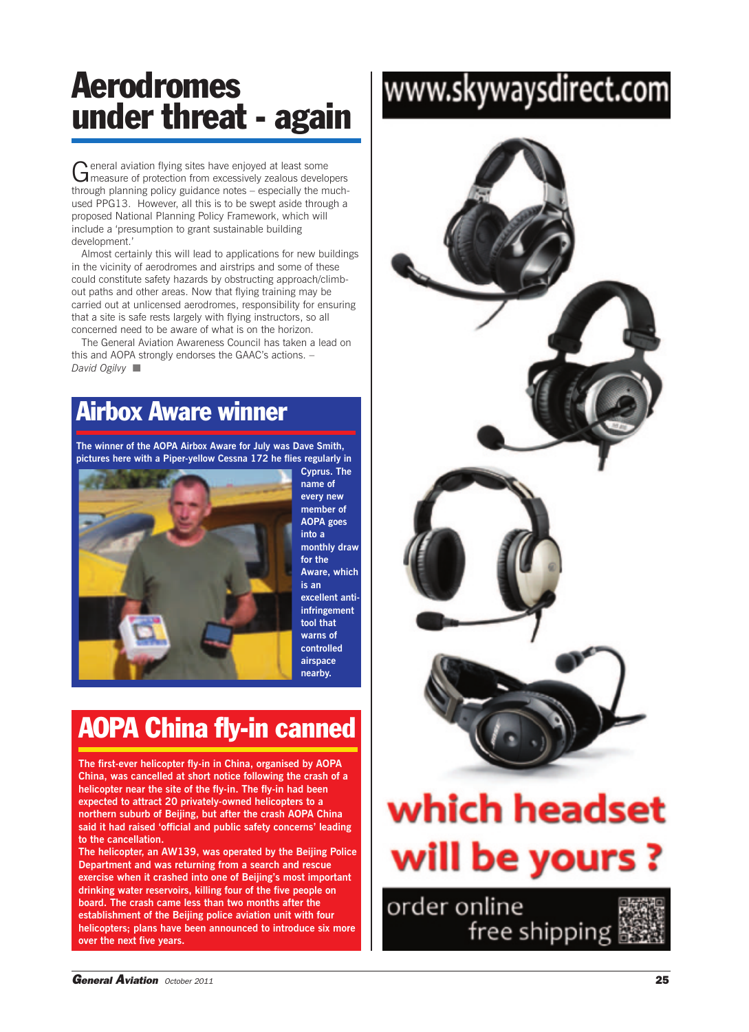# Aerodromes under threat - again

General aviation flying sites have enjoyed at least some measure of protection from excessively zealous developers through planning policy guidance notes – especially the much-used PPG13. However, all this is to be swept aside through a proposed National Planning Policy Framework, which will include a 'presumption to grant sustainable building development.'

Almost certainly this will lead to applications for new buildings in the vicinity of aerodromes and airstrips and some of these could constitute safety hazards by obstructing approach/climb-out paths and other areas. Now that flying training may be carried out at unlicensed aerodromes, responsibility for ensuring that a site is safe rests largely with flying instructors, so all concerned need to be aware of what is on the horizon.

The General Aviation Awareness Council has taken a lead on this and AOPA strongly endorses the GAAC's actions. – *David Ogilvy*

## Airbox Aware winner

**The winner of the AOPA Airbox Aware for July was Dave Smith, pictures here with a Piper-yellow Cessna 172 he flies regularly in Cyprus. The name of every new member of AOPA goes into a monthly draw for the Aware, which is an excellent anti-infringement tool that warns of controlled airspace nearby.**

## AOPA China fly-in canned

**The first-ever helicopter fly-in in China, organised by AOPA China, was cancelled at short notice following the crash of a helicopter near the site of the fly-in. The fly-in had been expected to attract 20 privately-owned helicopters to a northern suburb of Beijing, but after the crash AOPA China said it had raised 'official and public safety concerns' leading to the cancellation.**

**The helicopter, an AW139, was operated by the Beijing Police Department and was returning from a search and rescue exercise when it crashed into one of Beijing's most important drinking water reservoirs, killing four of the five people on board. The crash came less than two months after the establishment of the Beijing police aviation unit with four helicopters; plans have been announced to introduce six more over the next five years.**

www.skywaysdirect.com

which headset will be yours ?

order online
free shipping